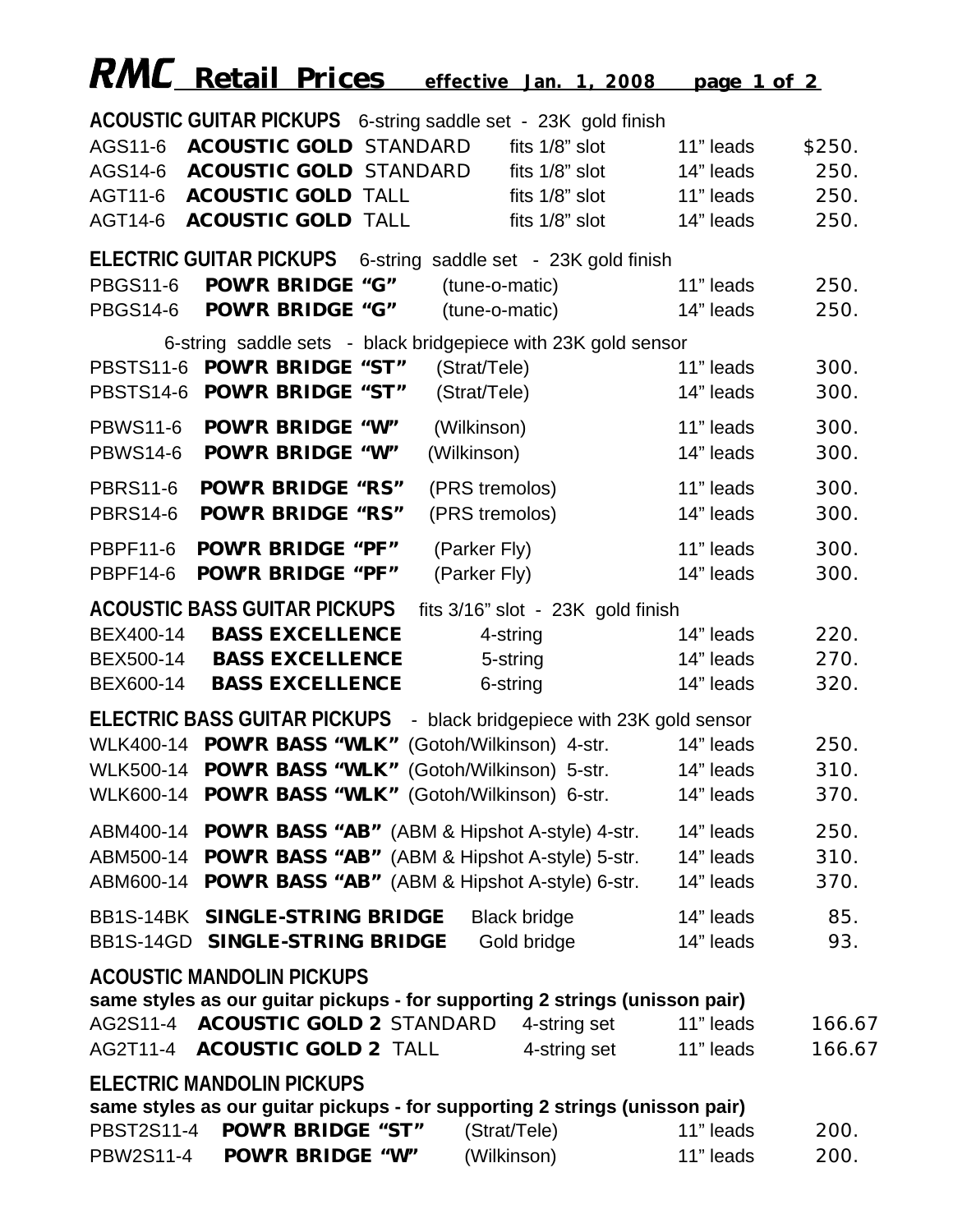# RMC Retail Prices effective Jan. 1, 2008

**ACOUSTIC GUITAR PICKUPS** 6-string saddle set - 23K gold finish

| | | | | |
|---|---|---|---|---|
| AGS11-6 | **ACOUSTIC GOLD** STANDARD | fits 1/8" slot | 11" leads | $250. |
| AGS14-6 | **ACOUSTIC GOLD** STANDARD | fits 1/8" slot | 14" leads | 250. |
| AGT11-6 | **ACOUSTIC GOLD** TALL | fits 1/8" slot | 11" leads | 250. |
| AGT14-6 | **ACOUSTIC GOLD** TALL | fits 1/8" slot | 14" leads | 250. |

**ELECTRIC GUITAR PICKUPS** 6-string saddle set - 23K gold finish

| | | | | |
|---|---|---|---|---|
| PBGS11-6 | **POW'R BRIDGE "G"** | (tune-o-matic) | 11" leads | 250. |
| PBGS14-6 | **POW'R BRIDGE "G"** | (tune-o-matic) | 14" leads | 250. |

6-string saddle sets - black bridgepiece with 23K gold sensor

| | | | | |
|---|---|---|---|---|
| PBSTS11-6 | **POW'R BRIDGE "ST"** | (Strat/Tele) | 11" leads | 300. |
| PBSTS14-6 | **POW'R BRIDGE "ST"** | (Strat/Tele) | 14" leads | 300. |
| PBWS11-6 | **POW'R BRIDGE "W"** | (Wilkinson) | 11" leads | 300. |
| PBWS14-6 | **POW'R BRIDGE "W"** | (Wilkinson) | 14" leads | 300. |
| PBRS11-6 | **POW'R BRIDGE "RS"** | (PRS tremolos) | 11" leads | 300. |
| PBRS14-6 | **POW'R BRIDGE "RS"** | (PRS tremolos) | 14" leads | 300. |
| PBPF11-6 | **POW'R BRIDGE "PF"** | (Parker Fly) | 11" leads | 300. |
| PBPF14-6 | **POW'R BRIDGE "PF"** | (Parker Fly) | 14" leads | 300. |

**ACOUSTIC BASS GUITAR PICKUPS** fits 3/16" slot - 23K gold finish

| | | | | |
|---|---|---|---|---|
| BEX400-14 | **BASS EXCELLENCE** | 4-string | 14" leads | 220. |
| BEX500-14 | **BASS EXCELLENCE** | 5-string | 14" leads | 270. |
| BEX600-14 | **BASS EXCELLENCE** | 6-string | 14" leads | 320. |

**ELECTRIC BASS GUITAR PICKUPS** - black bridgepiece with 23K gold sensor

| | | | | |
|---|---|---|---|---|
| WLK400-14 | **POW'R BASS "WLK"** | (Gotoh/Wilkinson) 4-str. | 14" leads | 250. |
| WLK500-14 | **POW'R BASS "WLK"** | (Gotoh/Wilkinson) 5-str. | 14" leads | 310. |
| WLK600-14 | **POW'R BASS "WLK"** | (Gotoh/Wilkinson) 6-str. | 14" leads | 370. |
| ABM400-14 | **POW'R BASS "AB"** | (ABM & Hipshot A-style) 4-str. | 14" leads | 250. |
| ABM500-14 | **POW'R BASS "AB"** | (ABM & Hipshot A-style) 5-str. | 14" leads | 310. |
| ABM600-14 | **POW'R BASS "AB"** | (ABM & Hipshot A-style) 6-str. | 14" leads | 370. |
| BB1S-14BK | **SINGLE-STRING BRIDGE** | Black bridge | 14" leads | 85. |
| BB1S-14GD | **SINGLE-STRING BRIDGE** | Gold bridge | 14" leads | 93. |

**ACOUSTIC MANDOLIN PICKUPS**

**same styles as our guitar pickups - for supporting 2 strings (unisson pair)**

| | | | | |
|---|---|---|---|---|
| AG2S11-4 | **ACOUSTIC GOLD 2** STANDARD | 4-string set | 11" leads | 166.67 |
| AG2T11-4 | **ACOUSTIC GOLD 2** TALL | 4-string set | 11" leads | 166.67 |

**ELECTRIC MANDOLIN PICKUPS**

**same styles as our guitar pickups - for supporting 2 strings (unisson pair)**

| | | | | |
|---|---|---|---|---|
| PBST2S11-4 | **POW'R BRIDGE "ST"** | (Strat/Tele) | 11" leads | 200. |
| PBW2S11-4 | **POW'R BRIDGE "W"** | (Wilkinson) | 11" leads | 200. |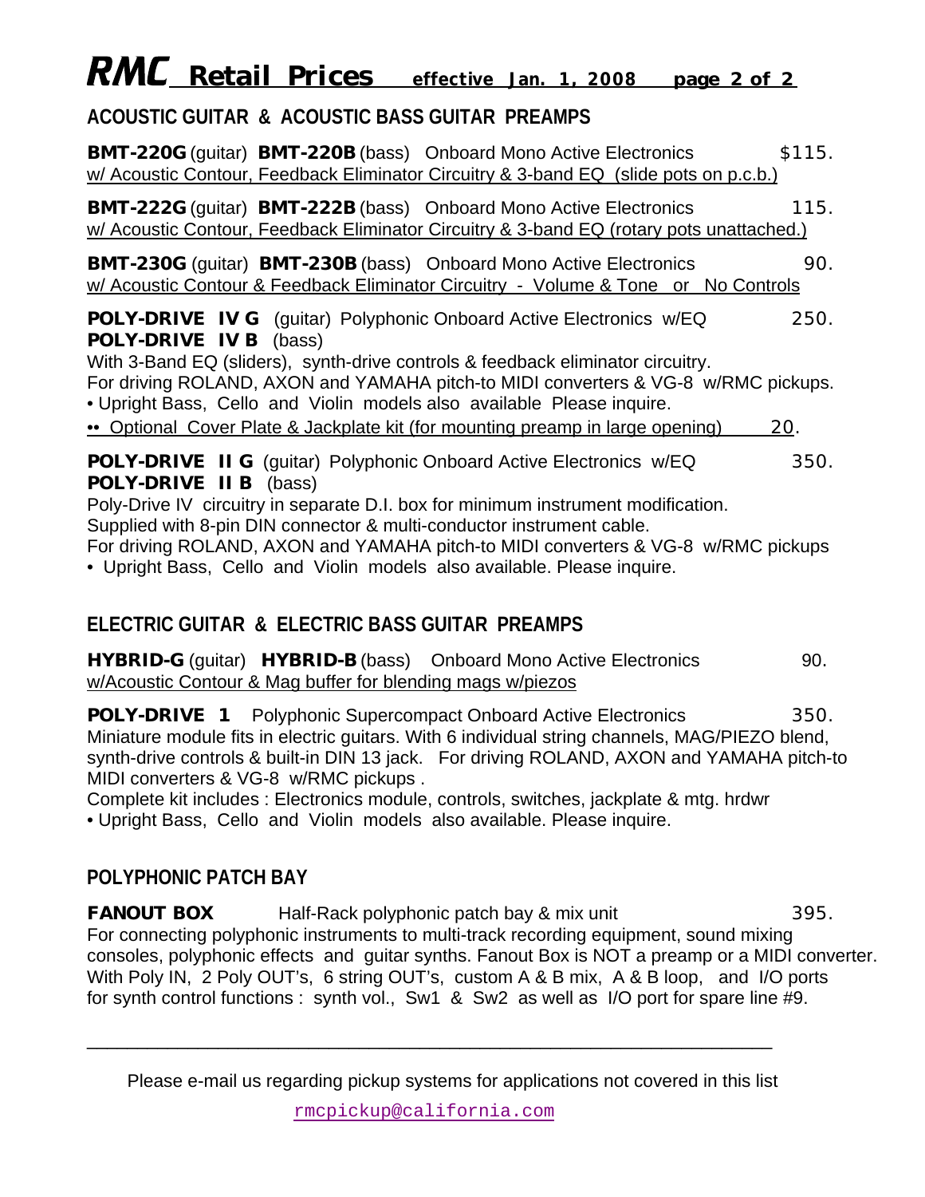# RMC Retail Prices effective Jan. 1, 2008

## ACOUSTIC GUITAR & ACOUSTIC BASS GUITAR PREAMPS

**BMT-220G** (guitar) **BMT-220B** (bass) Onboard Mono Active Electronics $115.
w/ Acoustic Contour, Feedback Eliminator Circuitry & 3-band EQ (slide pots on p.c.b.)

**BMT-222G** (guitar) **BMT-222B** (bass) Onboard Mono Active Electronics 115.
w/ Acoustic Contour, Feedback Eliminator Circuitry & 3-band EQ (rotary pots unattached.)

**BMT-230G** (guitar) **BMT-230B** (bass) Onboard Mono Active Electronics 90.
w/ Acoustic Contour & Feedback Eliminator Circuitry - Volume & Tone or No Controls

**POLY-DRIVE IV G** (guitar) Polyphonic Onboard Active Electronics w/EQ 250.
**POLY-DRIVE IV B** (bass)
With 3-Band EQ (sliders), synth-drive controls & feedback eliminator circuitry.
For driving ROLAND, AXON and YAMAHA pitch-to MIDI converters & VG-8 w/RMC pickups.
• Upright Bass, Cello and Violin models also available Please inquire.
•• Optional Cover Plate & Jackplate kit (for mounting preamp in large opening) 20.

**POLY-DRIVE II G** (guitar) Polyphonic Onboard Active Electronics w/EQ 350.
**POLY-DRIVE II B** (bass)
Poly-Drive IV circuitry in separate D.I. box for minimum instrument modification.
Supplied with 8-pin DIN connector & multi-conductor instrument cable.
For driving ROLAND, AXON and YAMAHA pitch-to MIDI converters & VG-8 w/RMC pickups
• Upright Bass, Cello and Violin models also available. Please inquire.

## ELECTRIC GUITAR & ELECTRIC BASS GUITAR PREAMPS

**HYBRID-G** (guitar) **HYBRID-B** (bass) Onboard Mono Active Electronics 90.
w/Acoustic Contour & Mag buffer for blending mags w/piezos

**POLY-DRIVE 1** Polyphonic Supercompact Onboard Active Electronics 350.
Miniature module fits in electric guitars. With 6 individual string channels, MAG/PIEZO blend, synth-drive controls & built-in DIN 13 jack. For driving ROLAND, AXON and YAMAHA pitch-to MIDI converters & VG-8 w/RMC pickups .
Complete kit includes : Electronics module, controls, switches, jackplate & mtg. hrdwr
• Upright Bass, Cello and Violin models also available. Please inquire.

## POLYPHONIC PATCH BAY

**FANOUT BOX** Half-Rack polyphonic patch bay & mix unit 395.
For connecting polyphonic instruments to multi-track recording equipment, sound mixing consoles, polyphonic effects and guitar synths. Fanout Box is NOT a preamp or a MIDI converter. With Poly IN, 2 Poly OUT's, 6 string OUT's, custom A & B mix, A & B loop, and I/O ports for synth control functions : synth vol., Sw1 & Sw2 as well as I/O port for spare line #9.

---

Please e-mail us regarding pickup systems for applications not covered in this list

rmcpickup@california.com